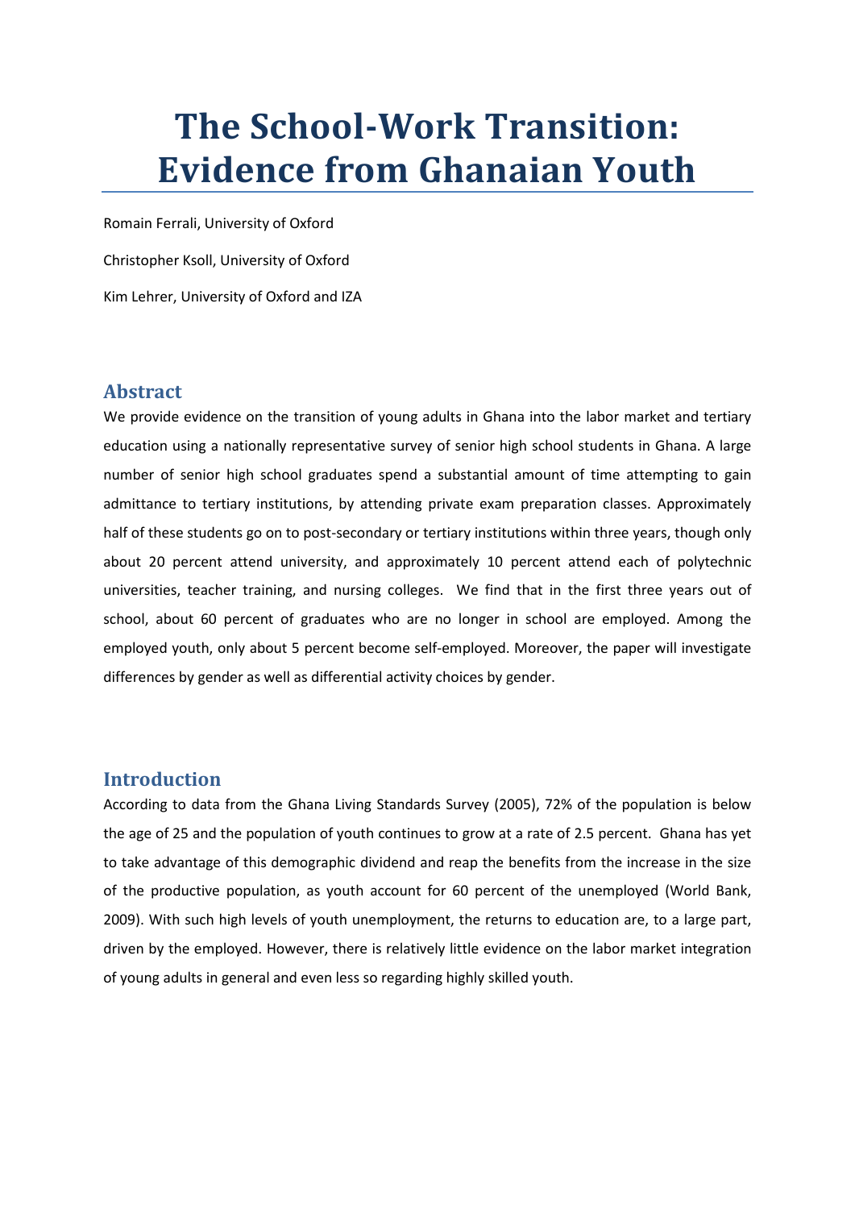# The School-Work Transition: Evidence from Ghanaian Youth

Romain Ferrali, University of Oxford

Christopher Ksoll, University of Oxford

Kim Lehrer, University of Oxford and IZA

## Abstract

We provide evidence on the transition of young adults in Ghana into the labor market and tertiary education using a nationally representative survey of senior high school students in Ghana. A large number of senior high school graduates spend a substantial amount of time attempting to gain admittance to tertiary institutions, by attending private exam preparation classes. Approximately half of these students go on to post-secondary or tertiary institutions within three years, though only about 20 percent attend university, and approximately 10 percent attend each of polytechnic universities, teacher training, and nursing colleges. We find that in the first three years out of school, about 60 percent of graduates who are no longer in school are employed. Among the employed youth, only about 5 percent become self-employed. Moreover, the paper will investigate differences by gender as well as differential activity choices by gender.

## Introduction

According to data from the Ghana Living Standards Survey (2005), 72% of the population is below the age of 25 and the population of youth continues to grow at a rate of 2.5 percent. Ghana has yet to take advantage of this demographic dividend and reap the benefits from the increase in the size of the productive population, as youth account for 60 percent of the unemployed (World Bank, 2009). With such high levels of youth unemployment, the returns to education are, to a large part, driven by the employed. However, there is relatively little evidence on the labor market integration of young adults in general and even less so regarding highly skilled youth.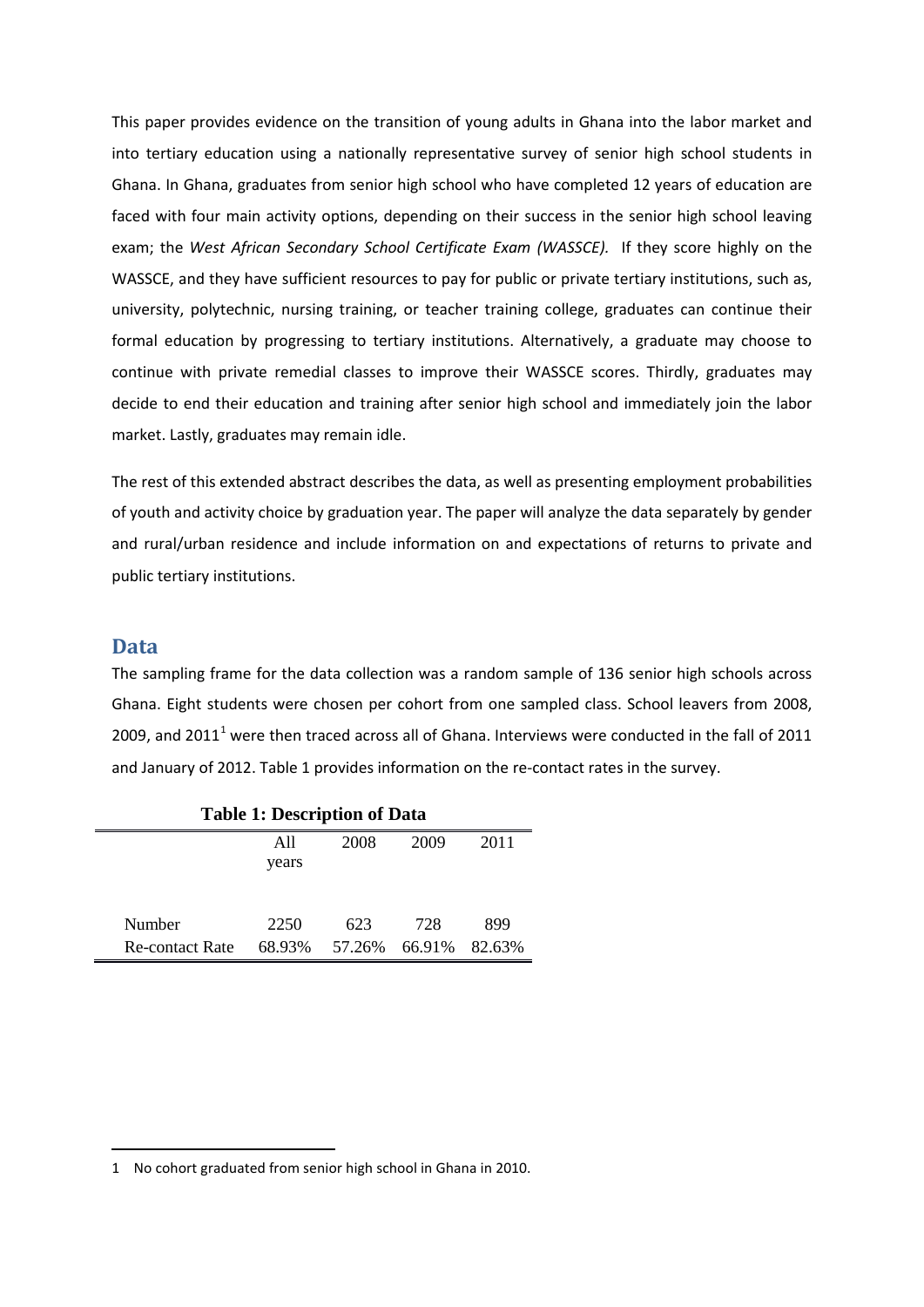This paper provides evidence on the transition of young adults in Ghana into the labor market and into tertiary education using a nationally representative survey of senior high school students in Ghana. In Ghana, graduates from senior high school who have completed 12 years of education are faced with four main activity options, depending on their success in the senior high school leaving exam; the *West African Secondary School Certificate Exam (WASSCE).* If they score highly on the WASSCE, and they have sufficient resources to pay for public or private tertiary institutions, such as, university, polytechnic, nursing training, or teacher training college, graduates can continue their formal education by progressing to tertiary institutions. Alternatively, a graduate may choose to continue with private remedial classes to improve their WASSCE scores. Thirdly, graduates may decide to end their education and training after senior high school and immediately join the labor market. Lastly, graduates may remain idle.

The rest of this extended abstract describes the data, as well as presenting employment probabilities of youth and activity choice by graduation year. The paper will analyze the data separately by gender and rural/urban residence and include information on and expectations of returns to private and public tertiary institutions.

## Data

The sampling frame for the data collection was a random sample of 136 senior high schools across Ghana. Eight students were chosen per cohort from one sampled class. School leavers from 2008, 2009, and 2011[1] were then traced across all of Ghana. Interviews were conducted in the fall of 2011 and January of 2012. Table 1 provides information on the re-contact rates in the survey.

**Table 1: Description of Data**

| | All years | 2008 | 2009 | 2011 |
|---|---|---|---|---|
| Number | 2250 | 623 | 728 | 899 |
| Re-contact Rate | 68.93% | 57.26% | 66.91% | 82.63% |

1 No cohort graduated from senior high school in Ghana in 2010.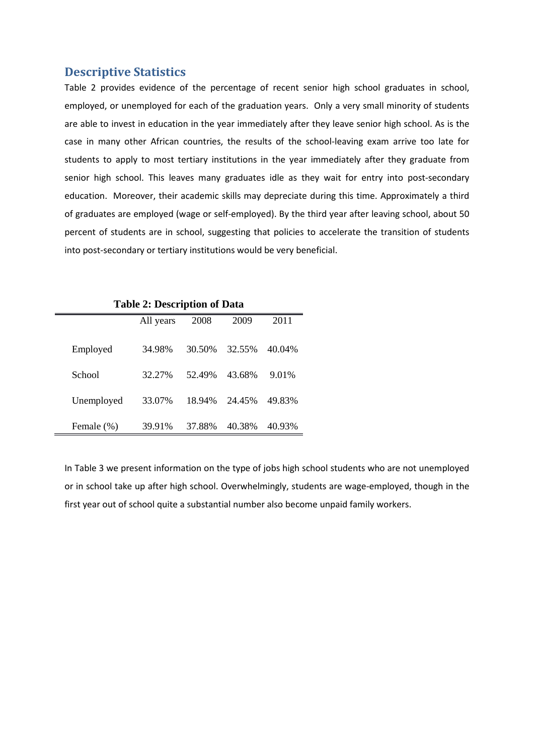## Descriptive Statistics

Table 2 provides evidence of the percentage of recent senior high school graduates in school, employed, or unemployed for each of the graduation years. Only a very small minority of students are able to invest in education in the year immediately after they leave senior high school. As is the case in many other African countries, the results of the school-leaving exam arrive too late for students to apply to most tertiary institutions in the year immediately after they graduate from senior high school. This leaves many graduates idle as they wait for entry into post-secondary education. Moreover, their academic skills may depreciate during this time. Approximately a third of graduates are employed (wage or self-employed). By the third year after leaving school, about 50 percent of students are in school, suggesting that policies to accelerate the transition of students into post-secondary or tertiary institutions would be very beneficial.

**Table 2: Description of Data**

| | All years | 2008 | 2009 | 2011 |
|---|---|---|---|---|
| Employed | 34.98% | 30.50% | 32.55% | 40.04% |
| School | 32.27% | 52.49% | 43.68% | 9.01% |
| Unemployed | 33.07% | 18.94% | 24.45% | 49.83% |
| Female (%) | 39.91% | 37.88% | 40.38% | 40.93% |

In Table 3 we present information on the type of jobs high school students who are not unemployed or in school take up after high school. Overwhelmingly, students are wage-employed, though in the first year out of school quite a substantial number also become unpaid family workers.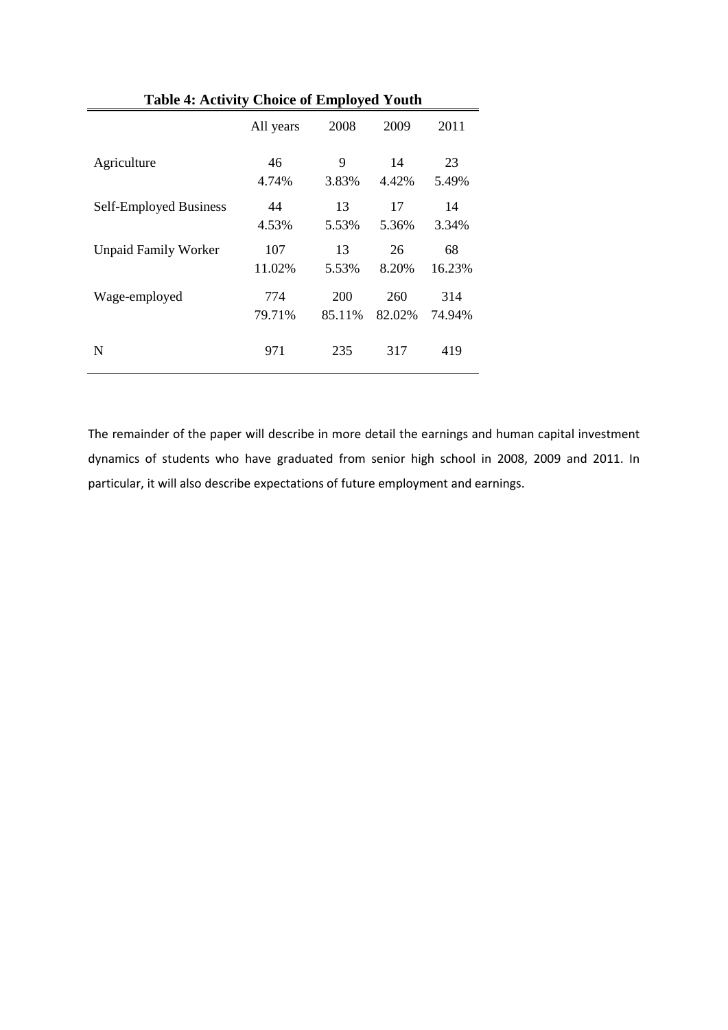**Table 4: Activity Choice of Employed Youth**

| | All years | 2008 | 2009 | 2011 |
|---|---|---|---|---|
| Agriculture | 46 | 9 | 14 | 23 |
| | 4.74% | 3.83% | 4.42% | 5.49% |
| Self-Employed Business | 44 | 13 | 17 | 14 |
| | 4.53% | 5.53% | 5.36% | 3.34% |
| Unpaid Family Worker | 107 | 13 | 26 | 68 |
| | 11.02% | 5.53% | 8.20% | 16.23% |
| Wage-employed | 774 | 200 | 260 | 314 |
| | 79.71% | 85.11% | 82.02% | 74.94% |
| N | 971 | 235 | 317 | 419 |

The remainder of the paper will describe in more detail the earnings and human capital investment dynamics of students who have graduated from senior high school in 2008, 2009 and 2011. In particular, it will also describe expectations of future employment and earnings.